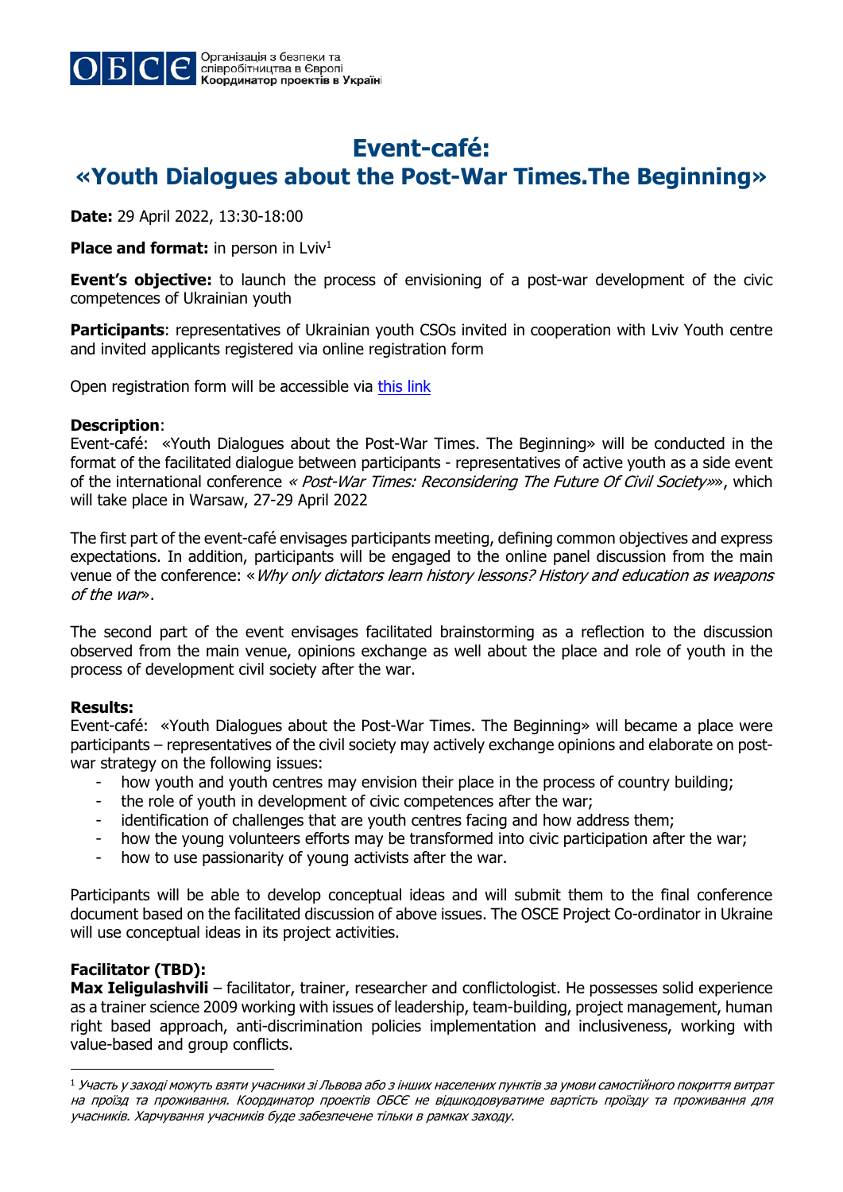ОБСЄ Організація з безпеки та співробітництва в Європі **Координатор проектів в Україні**

# Event-café: «Youth Dialogues about the Post-War Times.The Beginning»

**Date:** 29 April 2022, 13:30-18:00

**Place and format:** in person in Lviv[1]

**Event's objective:** to launch the process of envisioning of a post-war development of the civic competences of Ukrainian youth

**Participants**: representatives of Ukrainian youth CSOs invited in cooperation with Lviv Youth centre and invited applicants registered via online registration form

Open registration form will be accessible via this link

**Description**:
Event-café: «Youth Dialogues about the Post-War Times. The Beginning» will be conducted in the format of the facilitated dialogue between participants - representatives of active youth as a side event of the international conference *« Post-War Times: Reconsidering The Future Of Civil Society»*», which will take place in Warsaw, 27-29 April 2022

The first part of the event-café envisages participants meeting, defining common objectives and express expectations. In addition, participants will be engaged to the online panel discussion from the main venue of the conference: «*Why only dictators learn history lessons? History and education as weapons of the war*».

The second part of the event envisages facilitated brainstorming as a reflection to the discussion observed from the main venue, opinions exchange as well about the place and role of youth in the process of development civil society after the war.

**Results:**
Event-café: «Youth Dialogues about the Post-War Times. The Beginning» will became a place were participants – representatives of the civil society may actively exchange opinions and elaborate on post-war strategy on the following issues:

- how youth and youth centres may envision their place in the process of country building;
- the role of youth in development of civic competences after the war;
- identification of challenges that are youth centres facing and how address them;
- how the young volunteers efforts may be transformed into civic participation after the war;
- how to use passionarity of young activists after the war.

Participants will be able to develop conceptual ideas and will submit them to the final conference document based on the facilitated discussion of above issues. The OSCE Project Co-ordinator in Ukraine will use conceptual ideas in its project activities.

**Facilitator (TBD):**
**Max Ieligulashvili** – facilitator, trainer, researcher and conflictologist. He possesses solid experience as a trainer science 2009 working with issues of leadership, team-building, project management, human right based approach, anti-discrimination policies implementation and inclusiveness, working with value-based and group conflicts.

---

[1] *Участь у заході можуть взяти учасники зі Львова або з інших населених пунктів за умови самостійного покриття витрат на проїзд та проживання. Координатор проектів ОБСЄ не відшкодовуватиме вартість проїзду та проживання для учасників. Харчування учасників буде забезпечене тільки в рамках заходу.*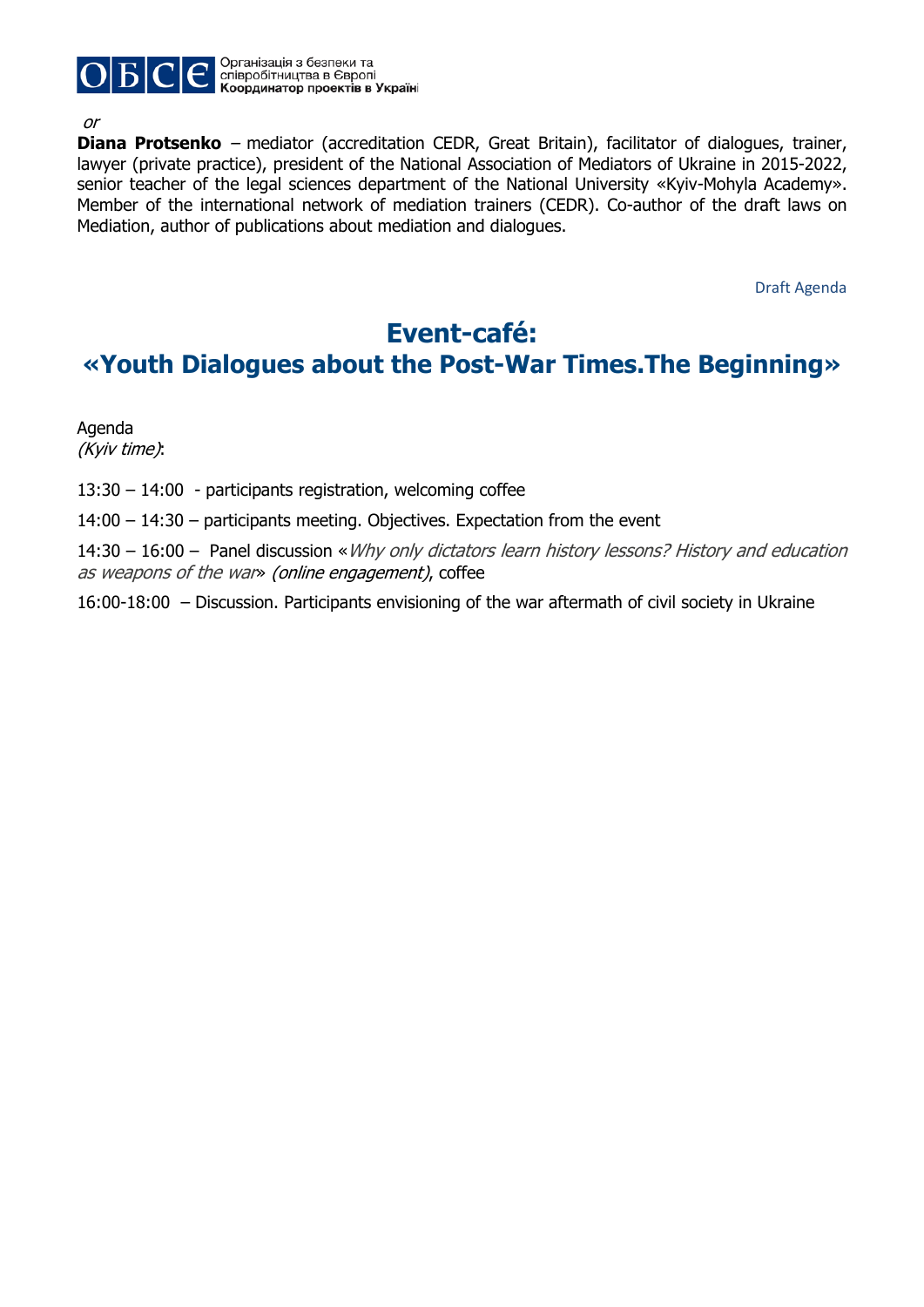*or*

**Diana Protsenko** – mediator (accreditation CEDR, Great Britain), facilitator of dialogues, trainer, lawyer (private practice), president of the National Association of Mediators of Ukraine in 2015-2022, senior teacher of the legal sciences department of the National University «Kyiv-Mohyla Academy». Member of the international network of mediation trainers (CEDR). Co-author of the draft laws on Mediation, author of publications about mediation and dialogues.

Draft Agenda

# Event-café:
# «Youth Dialogues about the Post-War Times.The Beginning»

Agenda
*(Kyiv time)*:

13:30 – 14:00 - participants registration, welcoming coffee

14:00 – 14:30 – participants meeting. Objectives. Expectation from the event

14:30 – 16:00 – Panel discussion «*Why only dictators learn history lessons? History and education as weapons of the war*» *(online engagement)*, coffee

16:00-18:00 – Discussion. Participants envisioning of the war aftermath of civil society in Ukraine